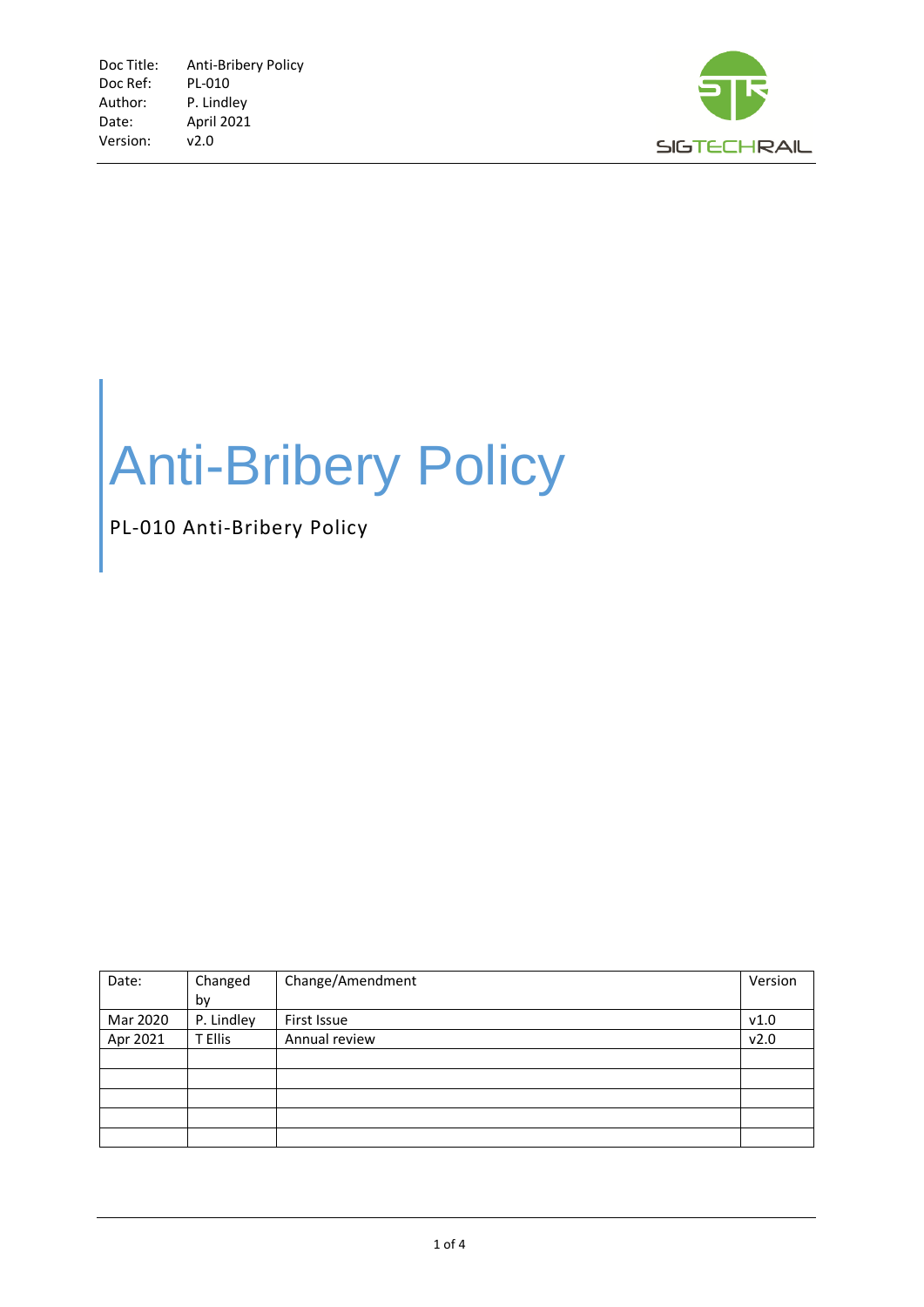Doc Title: Anti-Bribery Policy
Doc Ref: PL-010
Author: P. Lindley
Date: April 2021
Version: v2.0

SIGTECHRAIL

# Anti-Bribery Policy

PL-010 Anti-Bribery Policy

| Date: | Changed by | Change/Amendment | Version |
|---|---|---|---|
| Mar 2020 | P. Lindley | First Issue | v1.0 |
| Apr 2021 | T Ellis | Annual review | v2.0 |
| | | | |
| | | | |
| | | | |
| | | | |
| | | | |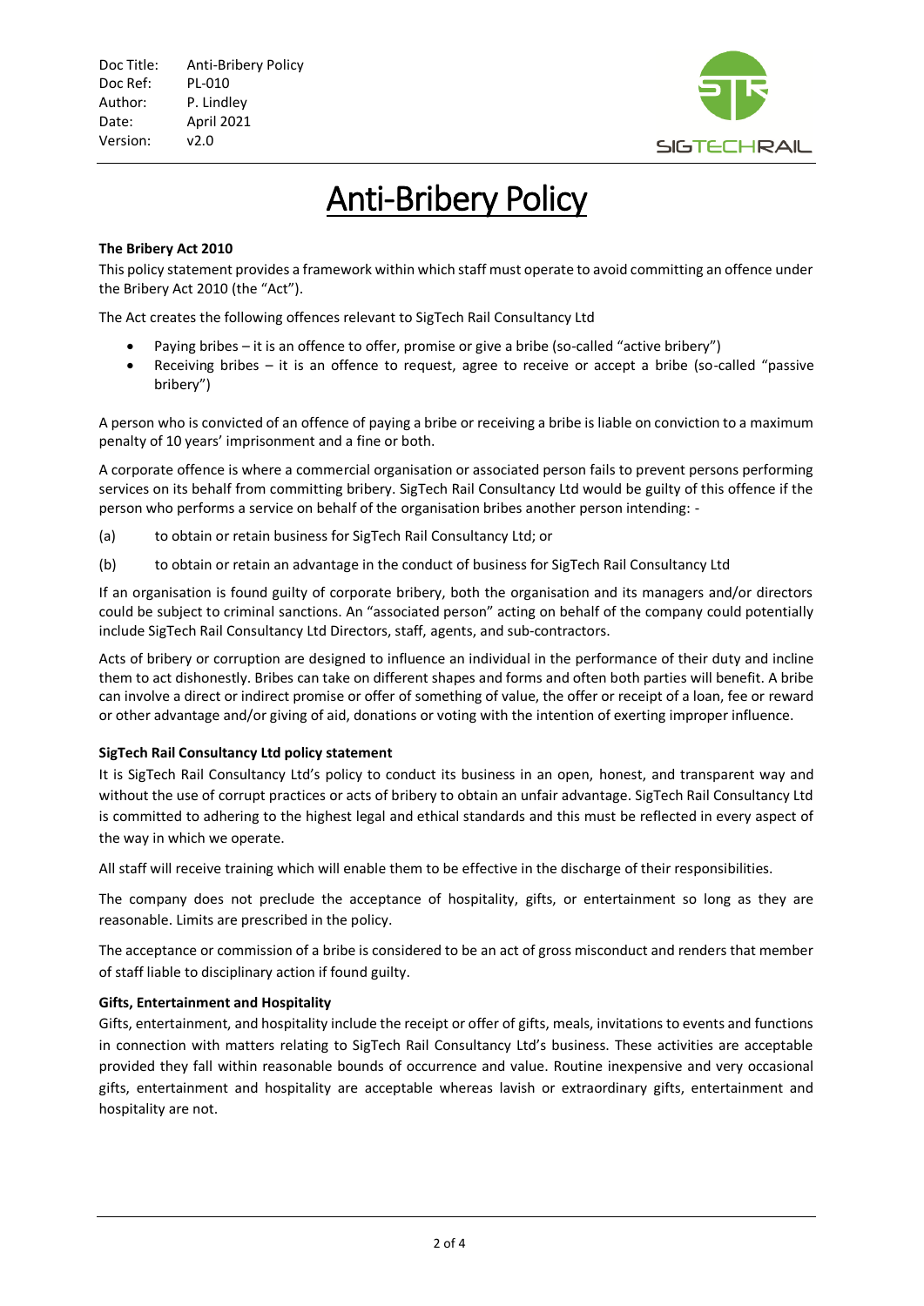Doc Title: Anti-Bribery Policy
Doc Ref: PL-010
Author: P. Lindley
Date: April 2021
Version: v2.0

# Anti-Bribery Policy

**The Bribery Act 2010**

This policy statement provides a framework within which staff must operate to avoid committing an offence under the Bribery Act 2010 (the "Act").

The Act creates the following offences relevant to SigTech Rail Consultancy Ltd

- Paying bribes – it is an offence to offer, promise or give a bribe (so-called "active bribery")
- Receiving bribes – it is an offence to request, agree to receive or accept a bribe (so-called "passive bribery")

A person who is convicted of an offence of paying a bribe or receiving a bribe is liable on conviction to a maximum penalty of 10 years' imprisonment and a fine or both.

A corporate offence is where a commercial organisation or associated person fails to prevent persons performing services on its behalf from committing bribery. SigTech Rail Consultancy Ltd would be guilty of this offence if the person who performs a service on behalf of the organisation bribes another person intending: -

(a) to obtain or retain business for SigTech Rail Consultancy Ltd; or

(b) to obtain or retain an advantage in the conduct of business for SigTech Rail Consultancy Ltd

If an organisation is found guilty of corporate bribery, both the organisation and its managers and/or directors could be subject to criminal sanctions. An "associated person" acting on behalf of the company could potentially include SigTech Rail Consultancy Ltd Directors, staff, agents, and sub-contractors.

Acts of bribery or corruption are designed to influence an individual in the performance of their duty and incline them to act dishonestly. Bribes can take on different shapes and forms and often both parties will benefit. A bribe can involve a direct or indirect promise or offer of something of value, the offer or receipt of a loan, fee or reward or other advantage and/or giving of aid, donations or voting with the intention of exerting improper influence.

**SigTech Rail Consultancy Ltd policy statement**

It is SigTech Rail Consultancy Ltd's policy to conduct its business in an open, honest, and transparent way and without the use of corrupt practices or acts of bribery to obtain an unfair advantage. SigTech Rail Consultancy Ltd is committed to adhering to the highest legal and ethical standards and this must be reflected in every aspect of the way in which we operate.

All staff will receive training which will enable them to be effective in the discharge of their responsibilities.

The company does not preclude the acceptance of hospitality, gifts, or entertainment so long as they are reasonable. Limits are prescribed in the policy.

The acceptance or commission of a bribe is considered to be an act of gross misconduct and renders that member of staff liable to disciplinary action if found guilty.

**Gifts, Entertainment and Hospitality**

Gifts, entertainment, and hospitality include the receipt or offer of gifts, meals, invitations to events and functions in connection with matters relating to SigTech Rail Consultancy Ltd's business. These activities are acceptable provided they fall within reasonable bounds of occurrence and value. Routine inexpensive and very occasional gifts, entertainment and hospitality are acceptable whereas lavish or extraordinary gifts, entertainment and hospitality are not.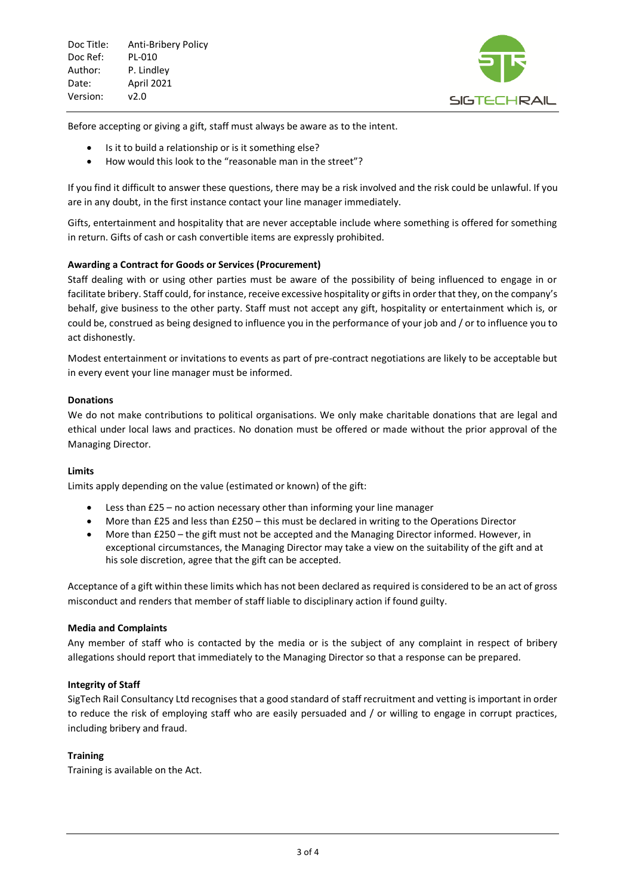Before accepting or giving a gift, staff must always be aware as to the intent.

- Is it to build a relationship or is it something else?
- How would this look to the "reasonable man in the street"?

If you find it difficult to answer these questions, there may be a risk involved and the risk could be unlawful. If you are in any doubt, in the first instance contact your line manager immediately.

Gifts, entertainment and hospitality that are never acceptable include where something is offered for something in return. Gifts of cash or cash convertible items are expressly prohibited.

**Awarding a Contract for Goods or Services (Procurement)**

Staff dealing with or using other parties must be aware of the possibility of being influenced to engage in or facilitate bribery. Staff could, for instance, receive excessive hospitality or gifts in order that they, on the company's behalf, give business to the other party. Staff must not accept any gift, hospitality or entertainment which is, or could be, construed as being designed to influence you in the performance of your job and / or to influence you to act dishonestly.

Modest entertainment or invitations to events as part of pre-contract negotiations are likely to be acceptable but in every event your line manager must be informed.

**Donations**

We do not make contributions to political organisations. We only make charitable donations that are legal and ethical under local laws and practices. No donation must be offered or made without the prior approval of the Managing Director.

**Limits**

Limits apply depending on the value (estimated or known) of the gift:

- Less than £25 – no action necessary other than informing your line manager
- More than £25 and less than £250 – this must be declared in writing to the Operations Director
- More than £250 – the gift must not be accepted and the Managing Director informed. However, in exceptional circumstances, the Managing Director may take a view on the suitability of the gift and at his sole discretion, agree that the gift can be accepted.

Acceptance of a gift within these limits which has not been declared as required is considered to be an act of gross misconduct and renders that member of staff liable to disciplinary action if found guilty.

**Media and Complaints**

Any member of staff who is contacted by the media or is the subject of any complaint in respect of bribery allegations should report that immediately to the Managing Director so that a response can be prepared.

**Integrity of Staff**

SigTech Rail Consultancy Ltd recognises that a good standard of staff recruitment and vetting is important in order to reduce the risk of employing staff who are easily persuaded and / or willing to engage in corrupt practices, including bribery and fraud.

**Training**

Training is available on the Act.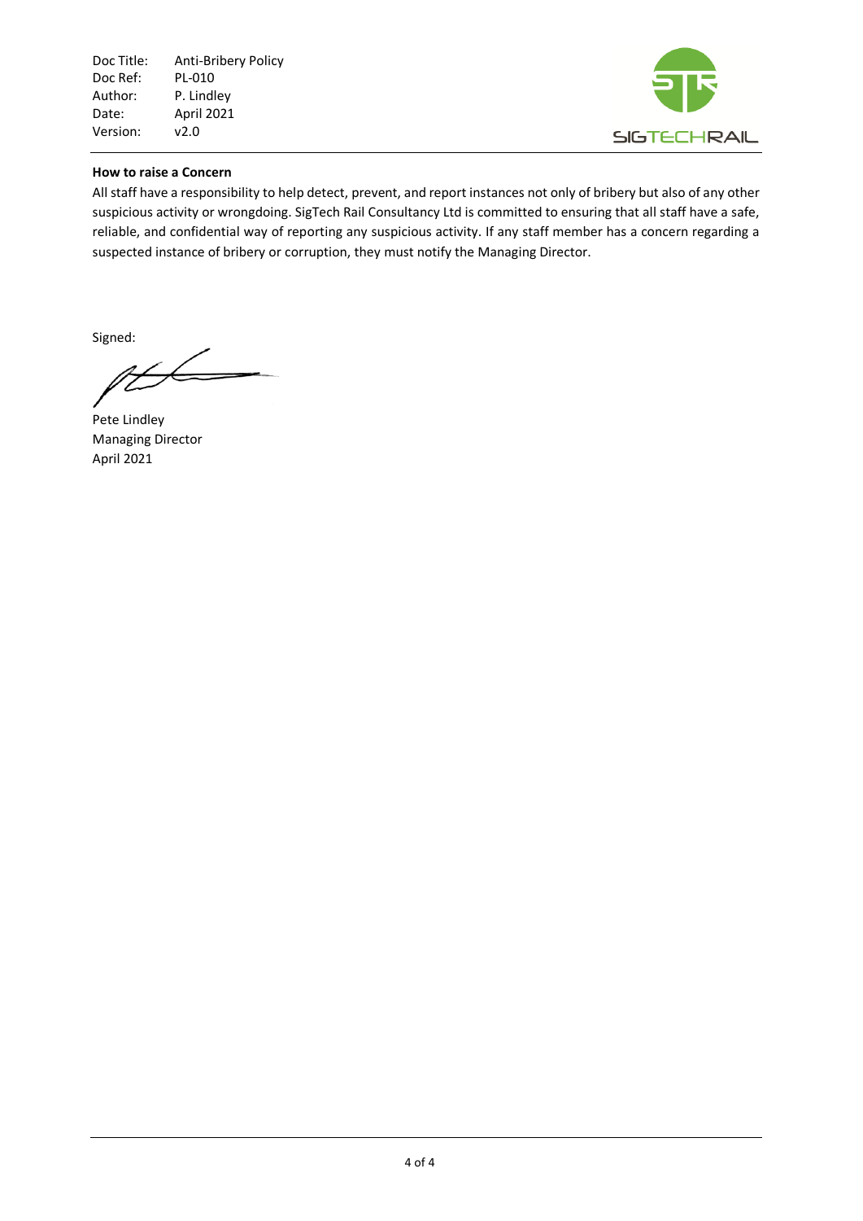**How to raise a Concern**

All staff have a responsibility to help detect, prevent, and report instances not only of bribery but also of any other suspicious activity or wrongdoing. SigTech Rail Consultancy Ltd is committed to ensuring that all staff have a safe, reliable, and confidential way of reporting any suspicious activity. If any staff member has a concern regarding a suspected instance of bribery or corruption, they must notify the Managing Director.

Signed:

Pete Lindley
Managing Director
April 2021